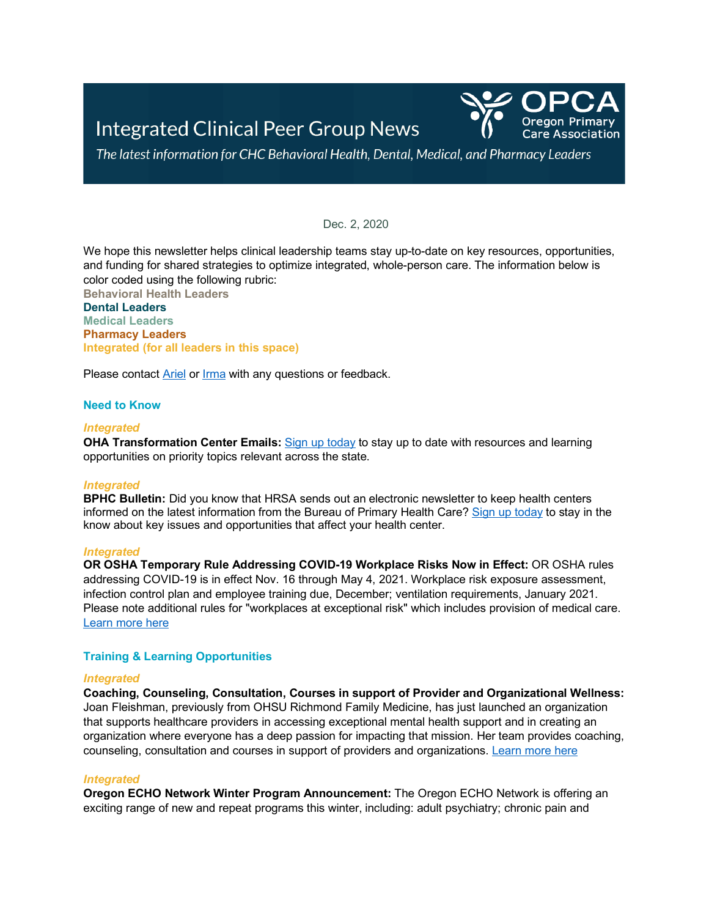# Integrated Clinical Peer Group News

*The latest information for CHC Behavioral Health, Dental, Medical, and Pharmacy Leaders*

OPCA Oregon Primary Care Association

Dec. 2, 2020

We hope this newsletter helps clinical leadership teams stay up-to-date on key resources, opportunities, and funding for shared strategies to optimize integrated, whole-person care. The information below is color coded using the following rubric:

**Behavioral Health Leaders**
**Dental Leaders**
**Medical Leaders**
**Pharmacy Leaders**
**Integrated (for all leaders in this space)**

Please contact Ariel or Irma with any questions or feedback.

## Need to Know

***Integrated***

**OHA Transformation Center Emails:** Sign up today to stay up to date with resources and learning opportunities on priority topics relevant across the state.

***Integrated***

**BPHC Bulletin:** Did you know that HRSA sends out an electronic newsletter to keep health centers informed on the latest information from the Bureau of Primary Health Care? Sign up today to stay in the know about key issues and opportunities that affect your health center.

***Integrated***

**OR OSHA Temporary Rule Addressing COVID-19 Workplace Risks Now in Effect:** OR OSHA rules addressing COVID-19 is in effect Nov. 16 through May 4, 2021. Workplace risk exposure assessment, infection control plan and employee training due, December; ventilation requirements, January 2021. Please note additional rules for "workplaces at exceptional risk" which includes provision of medical care. Learn more here

## Training & Learning Opportunities

***Integrated***

**Coaching, Counseling, Consultation, Courses in support of Provider and Organizational Wellness:** Joan Fleishman, previously from OHSU Richmond Family Medicine, has just launched an organization that supports healthcare providers in accessing exceptional mental health support and in creating an organization where everyone has a deep passion for impacting that mission. Her team provides coaching, counseling, consultation and courses in support of providers and organizations. Learn more here

***Integrated***

**Oregon ECHO Network Winter Program Announcement:** The Oregon ECHO Network is offering an exciting range of new and repeat programs this winter, including: adult psychiatry; chronic pain and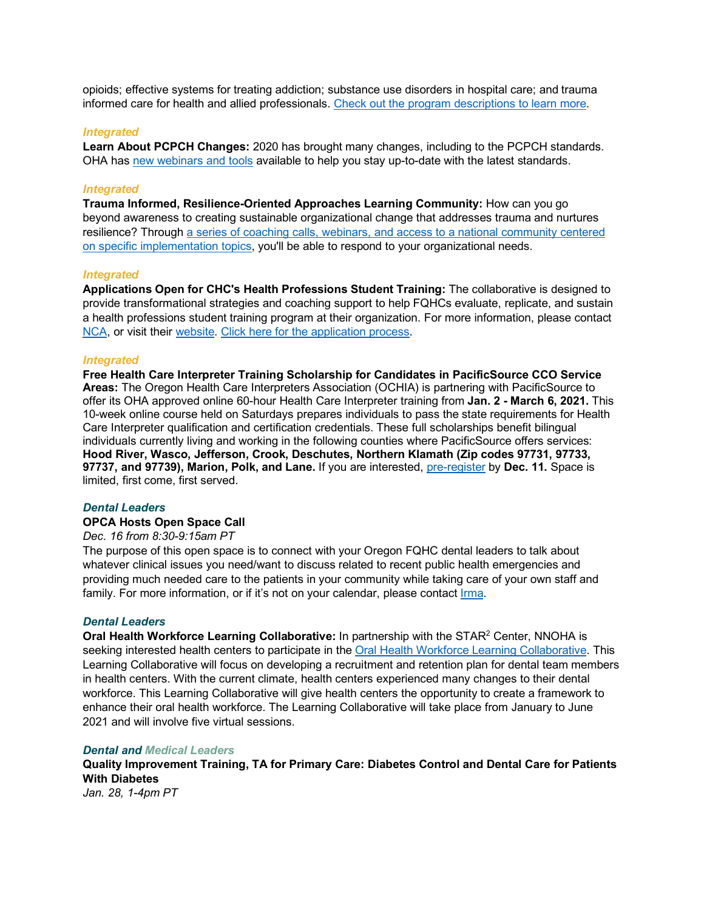opioids; effective systems for treating addiction; substance use disorders in hospital care; and trauma informed care for health and allied professionals. Check out the program descriptions to learn more.

***Integrated***

**Learn About PCPCH Changes:** 2020 has brought many changes, including to the PCPCH standards. OHA has new webinars and tools available to help you stay up-to-date with the latest standards.

***Integrated***

**Trauma Informed, Resilience-Oriented Approaches Learning Community:** How can you go beyond awareness to creating sustainable organizational change that addresses trauma and nurtures resilience? Through a series of coaching calls, webinars, and access to a national community centered on specific implementation topics, you'll be able to respond to your organizational needs.

***Integrated***

**Applications Open for CHC's Health Professions Student Training:** The collaborative is designed to provide transformational strategies and coaching support to help FQHCs evaluate, replicate, and sustain a health professions student training program at their organization. For more information, please contact NCA, or visit their website. Click here for the application process.

***Integrated***

**Free Health Care Interpreter Training Scholarship for Candidates in PacificSource CCO Service Areas:** The Oregon Health Care Interpreters Association (OCHIA) is partnering with PacificSource to offer its OHA approved online 60-hour Health Care Interpreter training from **Jan. 2 - March 6, 2021.** This 10-week online course held on Saturdays prepares individuals to pass the state requirements for Health Care Interpreter qualification and certification credentials. These full scholarships benefit bilingual individuals currently living and working in the following counties where PacificSource offers services: **Hood River, Wasco, Jefferson, Crook, Deschutes, Northern Klamath (Zip codes 97731, 97733, 97737, and 97739), Marion, Polk, and Lane.** If you are interested, pre-register by **Dec. 11.** Space is limited, first come, first served.

***Dental Leaders***

**OPCA Hosts Open Space Call**

*Dec. 16 from 8:30-9:15am PT*

The purpose of this open space is to connect with your Oregon FQHC dental leaders to talk about whatever clinical issues you need/want to discuss related to recent public health emergencies and providing much needed care to the patients in your community while taking care of your own staff and family. For more information, or if it's not on your calendar, please contact Irma.

***Dental Leaders***

**Oral Health Workforce Learning Collaborative:** In partnership with the STAR$^2$ Center, NNOHA is seeking interested health centers to participate in the Oral Health Workforce Learning Collaborative. This Learning Collaborative will focus on developing a recruitment and retention plan for dental team members in health centers. With the current climate, health centers experienced many changes to their dental workforce. This Learning Collaborative will give health centers the opportunity to create a framework to enhance their oral health workforce. The Learning Collaborative will take place from January to June 2021 and will involve five virtual sessions.

***Dental and Medical Leaders***

**Quality Improvement Training, TA for Primary Care: Diabetes Control and Dental Care for Patients With Diabetes**

*Jan. 28, 1-4pm PT*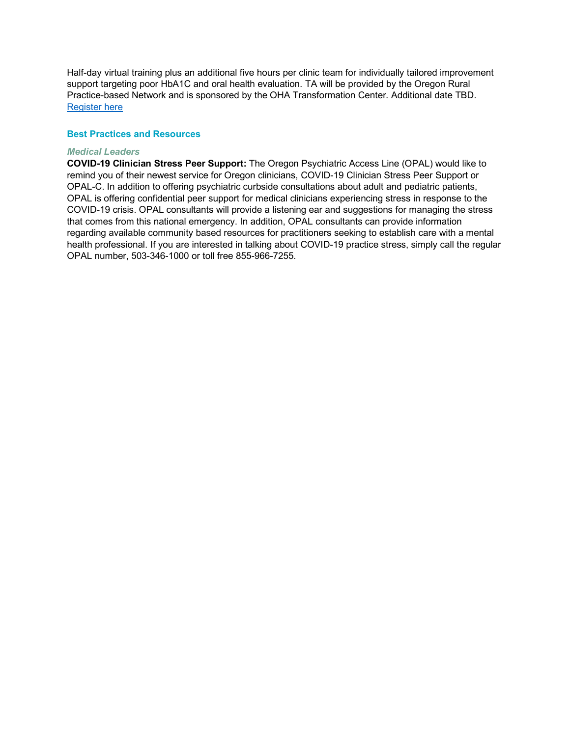Half-day virtual training plus an additional five hours per clinic team for individually tailored improvement support targeting poor HbA1C and oral health evaluation. TA will be provided by the Oregon Rural Practice-based Network and is sponsored by the OHA Transformation Center. Additional date TBD. [Register here]

## Best Practices and Resources

### *Medical Leaders*

**COVID-19 Clinician Stress Peer Support:** The Oregon Psychiatric Access Line (OPAL) would like to remind you of their newest service for Oregon clinicians, COVID-19 Clinician Stress Peer Support or OPAL-C. In addition to offering psychiatric curbside consultations about adult and pediatric patients, OPAL is offering confidential peer support for medical clinicians experiencing stress in response to the COVID-19 crisis. OPAL consultants will provide a listening ear and suggestions for managing the stress that comes from this national emergency. In addition, OPAL consultants can provide information regarding available community based resources for practitioners seeking to establish care with a mental health professional. If you are interested in talking about COVID-19 practice stress, simply call the regular OPAL number, 503-346-1000 or toll free 855-966-7255.